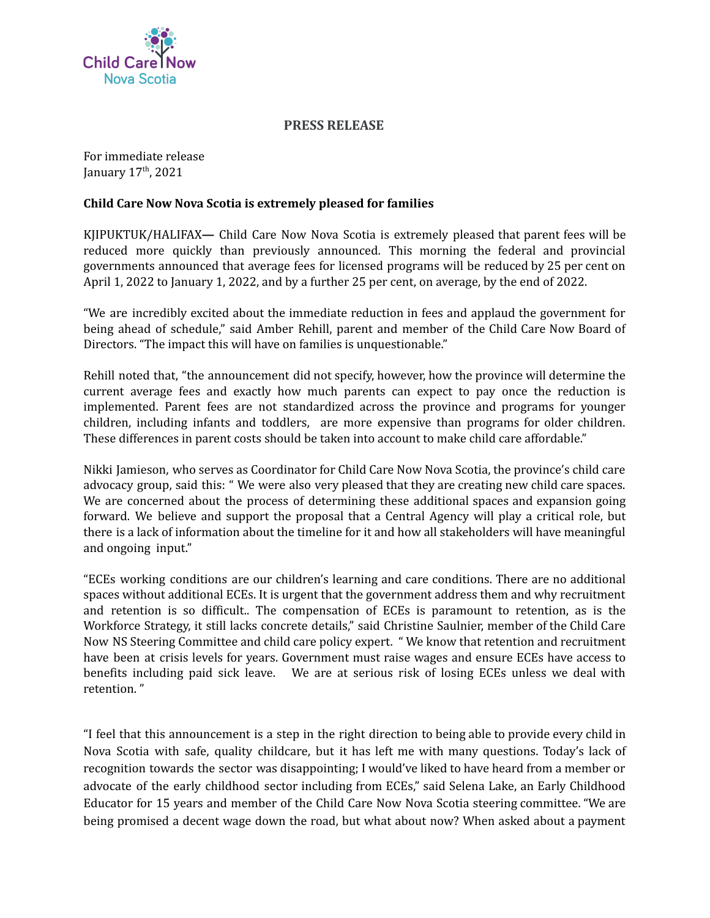Child Care Now Nova Scotia

**PRESS RELEASE**

For immediate release
January 17th, 2021

**Child Care Now Nova Scotia is extremely pleased for families**

KJIPUKTUK/HALIFAX— Child Care Now Nova Scotia is extremely pleased that parent fees will be reduced more quickly than previously announced. This morning the federal and provincial governments announced that average fees for licensed programs will be reduced by 25 per cent on April 1, 2022 to January 1, 2022, and by a further 25 per cent, on average, by the end of 2022.

“We are incredibly excited about the immediate reduction in fees and applaud the government for being ahead of schedule,” said Amber Rehill, parent and member of the Child Care Now Board of Directors. “The impact this will have on families is unquestionable.”

Rehill noted that, “the announcement did not specify, however, how the province will determine the current average fees and exactly how much parents can expect to pay once the reduction is implemented. Parent fees are not standardized across the province and programs for younger children, including infants and toddlers, are more expensive than programs for older children. These differences in parent costs should be taken into account to make child care affordable.”

Nikki Jamieson, who serves as Coordinator for Child Care Now Nova Scotia, the province’s child care advocacy group, said this: “ We were also very pleased that they are creating new child care spaces. We are concerned about the process of determining these additional spaces and expansion going forward. We believe and support the proposal that a Central Agency will play a critical role, but there is a lack of information about the timeline for it and how all stakeholders will have meaningful and ongoing input.”

“ECEs working conditions are our children’s learning and care conditions. There are no additional spaces without additional ECEs. It is urgent that the government address them and why recruitment and retention is so difficult.. The compensation of ECEs is paramount to retention, as is the Workforce Strategy, it still lacks concrete details,” said Christine Saulnier, member of the Child Care Now NS Steering Committee and child care policy expert. “ We know that retention and recruitment have been at crisis levels for years. Government must raise wages and ensure ECEs have access to benefits including paid sick leave. We are at serious risk of losing ECEs unless we deal with retention. ”

“I feel that this announcement is a step in the right direction to being able to provide every child in Nova Scotia with safe, quality childcare, but it has left me with many questions. Today’s lack of recognition towards the sector was disappointing; I would’ve liked to have heard from a member or advocate of the early childhood sector including from ECEs,” said Selena Lake, an Early Childhood Educator for 15 years and member of the Child Care Now Nova Scotia steering committee. “We are being promised a decent wage down the road, but what about now? When asked about a payment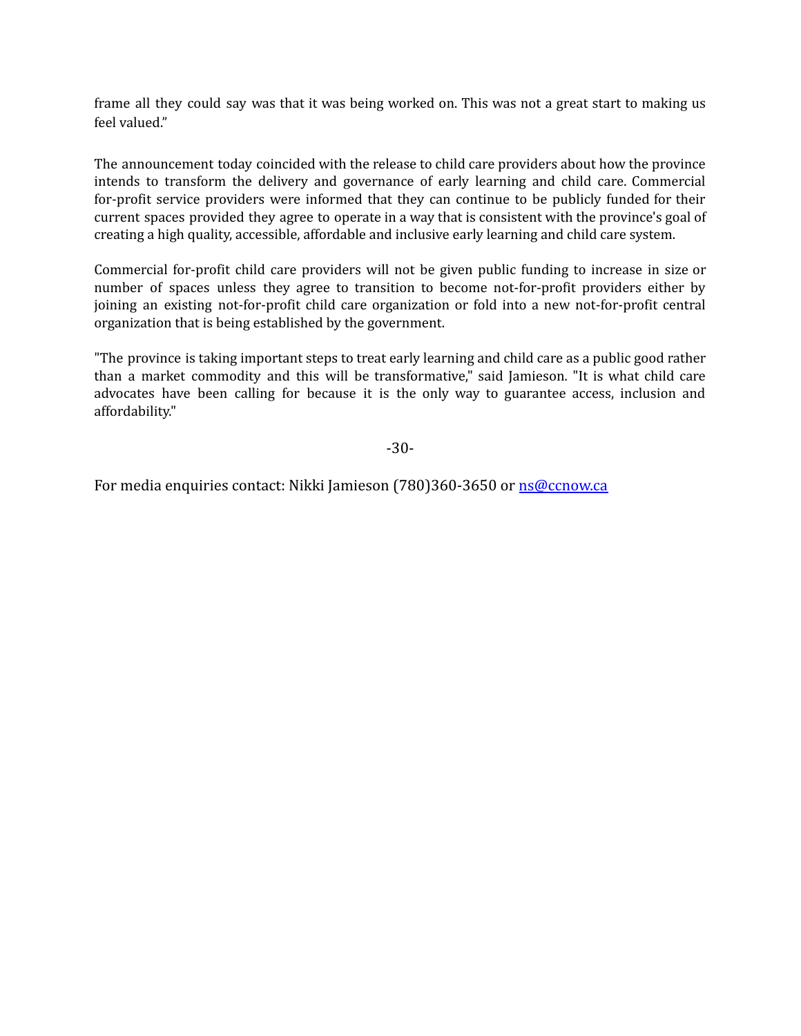frame all they could say was that it was being worked on. This was not a great start to making us feel valued."

The announcement today coincided with the release to child care providers about how the province intends to transform the delivery and governance of early learning and child care. Commercial for-profit service providers were informed that they can continue to be publicly funded for their current spaces provided they agree to operate in a way that is consistent with the province's goal of creating a high quality, accessible, affordable and inclusive early learning and child care system.

Commercial for-profit child care providers will not be given public funding to increase in size or number of spaces unless they agree to transition to become not-for-profit providers either by joining an existing not-for-profit child care organization or fold into a new not-for-profit central organization that is being established by the government.

"The province is taking important steps to treat early learning and child care as a public good rather than a market commodity and this will be transformative," said Jamieson. "It is what child care advocates have been calling for because it is the only way to guarantee access, inclusion and affordability."

-30-

For media enquiries contact: Nikki Jamieson (780)360-3650 or ns@ccnow.ca